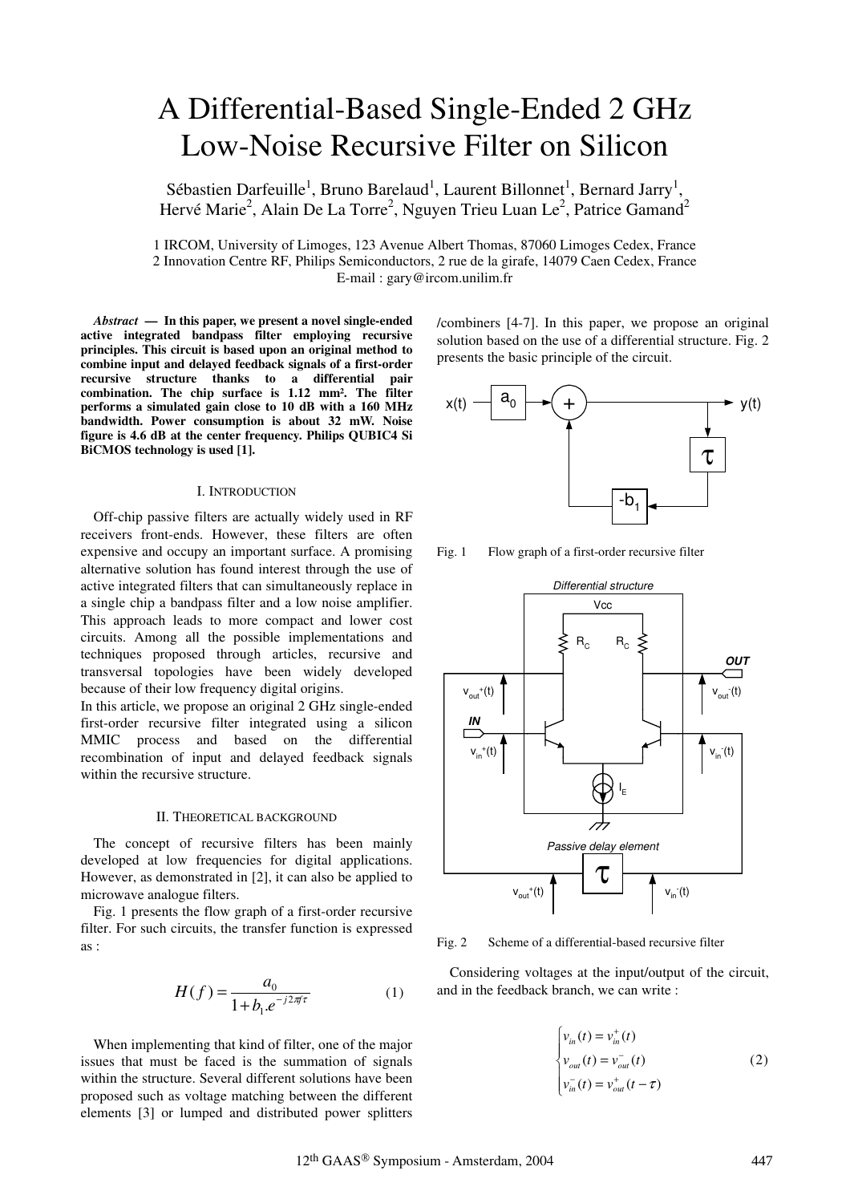# A Differential-Based Single-Ended 2 GHz Low-Noise Recursive Filter on Silicon

Sébastien Darfeuille[1], Bruno Barelaud[1], Laurent Billonnet[1], Bernard Jarry[1], Hervé Marie[2], Alain De La Torre[2], Nguyen Trieu Luan Le[2], Patrice Gamand[2]

1 IRCOM, University of Limoges, 123 Avenue Albert Thomas, 87060 Limoges Cedex, France
2 Innovation Centre RF, Philips Semiconductors, 2 rue de la girafe, 14079 Caen Cedex, France
E-mail : gary@ircom.unilim.fr

***Abstract* — In this paper, we present a novel single-ended active integrated bandpass filter employing recursive principles. This circuit is based upon an original method to combine input and delayed feedback signals of a first-order recursive structure thanks to a differential pair combination. The chip surface is 1.12 mm². The filter performs a simulated gain close to 10 dB with a 160 MHz bandwidth. Power consumption is about 32 mW. Noise figure is 4.6 dB at the center frequency. Philips QUBIC4 Si BiCMOS technology is used [1].**

## I. Introduction

Off-chip passive filters are actually widely used in RF receivers front-ends. However, these filters are often expensive and occupy an important surface. A promising alternative solution has found interest through the use of active integrated filters that can simultaneously replace in a single chip a bandpass filter and a low noise amplifier. This approach leads to more compact and lower cost circuits. Among all the possible implementations and techniques proposed through articles, recursive and transversal topologies have been widely developed because of their low frequency digital origins.

In this article, we propose an original 2 GHz single-ended first-order recursive filter integrated using a silicon MMIC process and based on the differential recombination of input and delayed feedback signals within the recursive structure.

## II. Theoretical background

The concept of recursive filters has been mainly developed at low frequencies for digital applications. However, as demonstrated in [2], it can also be applied to microwave analogue filters.

Fig. 1 presents the flow graph of a first-order recursive filter. For such circuits, the transfer function is expressed as :

$$H(f) = \frac{a_0}{1 + b_1 . e^{-j2\pi f\tau}} \tag{1}$$

When implementing that kind of filter, one of the major issues that must be faced is the summation of signals within the structure. Several different solutions have been proposed such as voltage matching between the different elements [3] or lumped and distributed power splitters /combiners [4-7]. In this paper, we propose an original solution based on the use of a differential structure. Fig. 2 presents the basic principle of the circuit.

Fig. 1 Flow graph of a first-order recursive filter

Fig. 2 Scheme of a differential-based recursive filter

Considering voltages at the input/output of the circuit, and in the feedback branch, we can write :

$$\begin{cases} v_{in}(t) = v_{in}^{+}(t) \\ v_{out}(t) = v_{out}^{-}(t) \\ v_{in}^{-}(t) = v_{out}^{+}(t-\tau) \end{cases} \tag{2}$$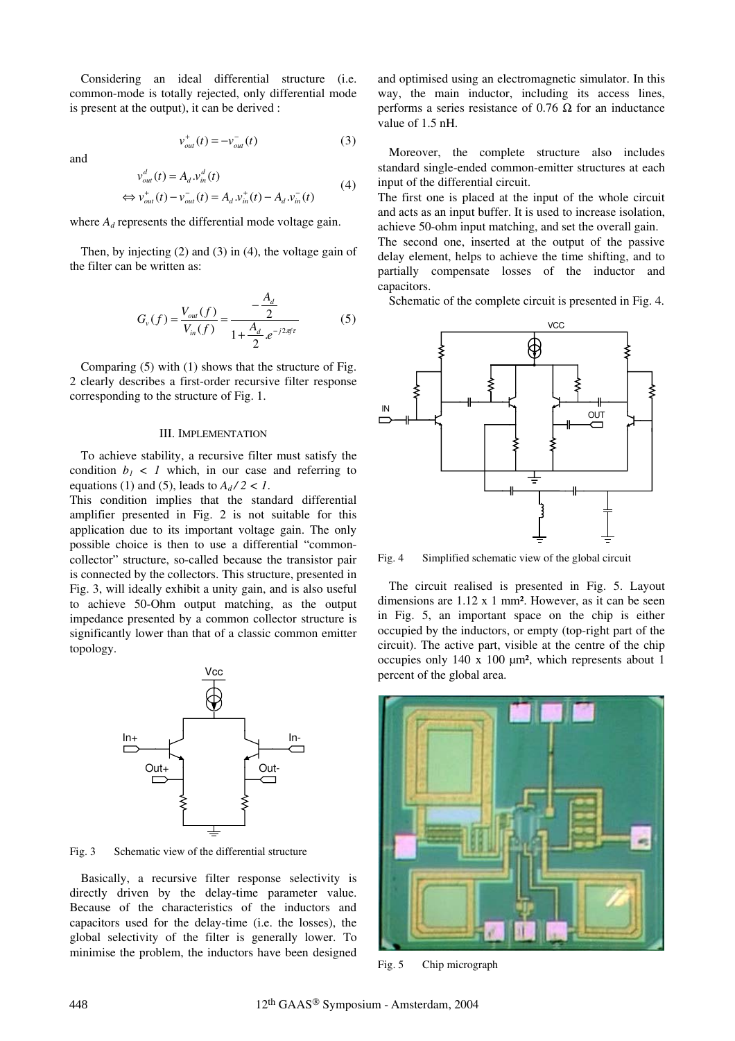Considering an ideal differential structure (i.e. common-mode is totally rejected, only differential mode is present at the output), it can be derived :

$$v_{out}^{+}(t) = -v_{out}^{-}(t) \tag{3}$$

and

$$\begin{aligned} v_{out}^{d}(t) &= A_d . v_{in}^{d}(t) \\ \Leftrightarrow v_{out}^{+}(t) - v_{out}^{-}(t) &= A_d . v_{in}^{+}(t) - A_d . v_{in}^{-}(t) \end{aligned} \tag{4}$$

where $A_d$ represents the differential mode voltage gain.

Then, by injecting (2) and (3) in (4), the voltage gain of the filter can be written as:

$$G_v(f) = \frac{V_{out}(f)}{V_{in}(f)} = \frac{-\dfrac{A_d}{2}}{1 + \dfrac{A_d}{2} . e^{-j2\pi f\tau}} \tag{5}$$

Comparing (5) with (1) shows that the structure of Fig. 2 clearly describes a first-order recursive filter response corresponding to the structure of Fig. 1.

## III. Implementation

To achieve stability, a recursive filter must satisfy the condition $b_1 < 1$ which, in our case and referring to equations (1) and (5), leads to $A_d / 2 < 1$.

This condition implies that the standard differential amplifier presented in Fig. 2 is not suitable for this application due to its important voltage gain. The only possible choice is then to use a differential "common-collector" structure, so-called because the transistor pair is connected by the collectors. This structure, presented in Fig. 3, will ideally exhibit a unity gain, and is also useful to achieve 50-Ohm output matching, as the output impedance presented by a common collector structure is significantly lower than that of a classic common emitter topology.

Fig. 3 Schematic view of the differential structure

Basically, a recursive filter response selectivity is directly driven by the delay-time parameter value. Because of the characteristics of the inductors and capacitors used for the delay-time (i.e. the losses), the global selectivity of the filter is generally lower. To minimise the problem, the inductors have been designed and optimised using an electromagnetic simulator. In this way, the main inductor, including its access lines, performs a series resistance of 0.76 Ω for an inductance value of 1.5 nH.

Moreover, the complete structure also includes standard single-ended common-emitter structures at each input of the differential circuit.

The first one is placed at the input of the whole circuit and acts as an input buffer. It is used to increase isolation, achieve 50-ohm input matching, and set the overall gain.

The second one, inserted at the output of the passive delay element, helps to achieve the time shifting, and to partially compensate losses of the inductor and capacitors.

Schematic of the complete circuit is presented in Fig. 4.

Fig. 4 Simplified schematic view of the global circuit

The circuit realised is presented in Fig. 5. Layout dimensions are 1.12 x 1 mm². However, as it can be seen in Fig. 5, an important space on the chip is either occupied by the inductors, or empty (top-right part of the circuit). The active part, visible at the centre of the chip occupies only 140 x 100 µm², which represents about 1 percent of the global area.

Fig. 5 Chip micrograph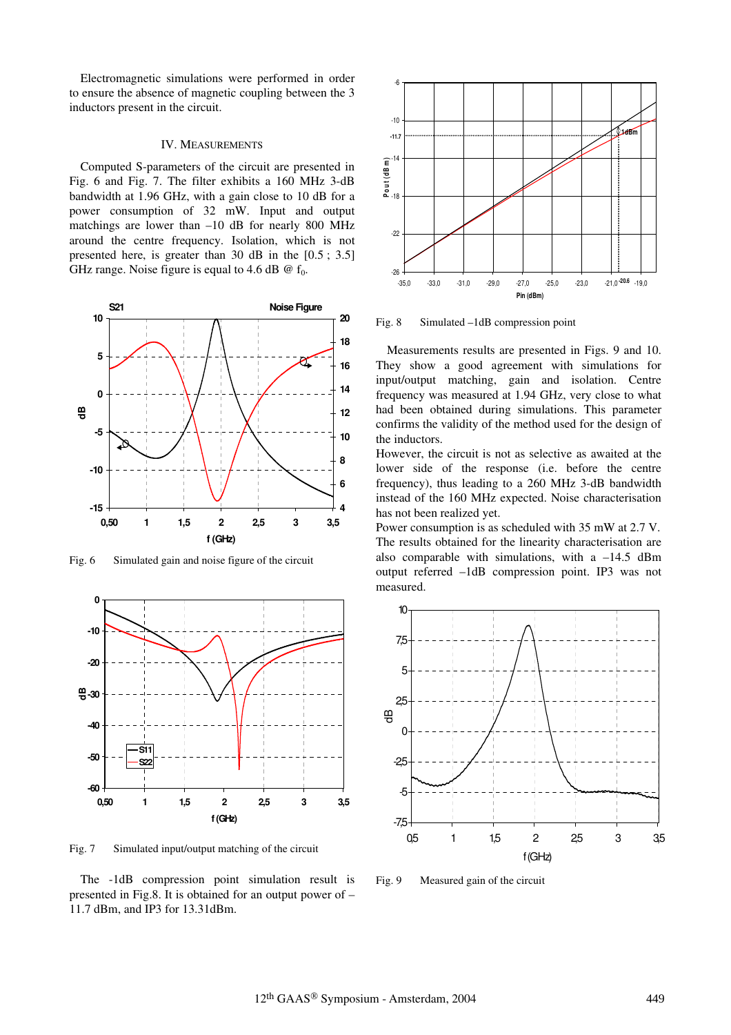Electromagnetic simulations were performed in order to ensure the absence of magnetic coupling between the 3 inductors present in the circuit.

## IV. MEASUREMENTS

Computed S-parameters of the circuit are presented in Fig. 6 and Fig. 7. The filter exhibits a 160 MHz 3-dB bandwidth at 1.96 GHz, with a gain close to 10 dB for a power consumption of 32 mW. Input and output matchings are lower than –10 dB for nearly 800 MHz around the centre frequency. Isolation, which is not presented here, is greater than 30 dB in the [0.5 ; 3.5] GHz range. Noise figure is equal to 4.6 dB @ $f_0$.

Fig. 6 Simulated gain and noise figure of the circuit

Fig. 7 Simulated input/output matching of the circuit

The -1dB compression point simulation result is presented in Fig.8. It is obtained for an output power of –11.7 dBm, and IP3 for 13.31dBm.

Fig. 8 Simulated –1dB compression point

Measurements results are presented in Figs. 9 and 10. They show a good agreement with simulations for input/output matching, gain and isolation. Centre frequency was measured at 1.94 GHz, very close to what had been obtained during simulations. This parameter confirms the validity of the method used for the design of the inductors.

However, the circuit is not as selective as awaited at the lower side of the response (i.e. before the centre frequency), thus leading to a 260 MHz 3-dB bandwidth instead of the 160 MHz expected. Noise characterisation has not been realized yet.

Power consumption is as scheduled with 35 mW at 2.7 V. The results obtained for the linearity characterisation are also comparable with simulations, with a –14.5 dBm output referred –1dB compression point. IP3 was not measured.

Fig. 9 Measured gain of the circuit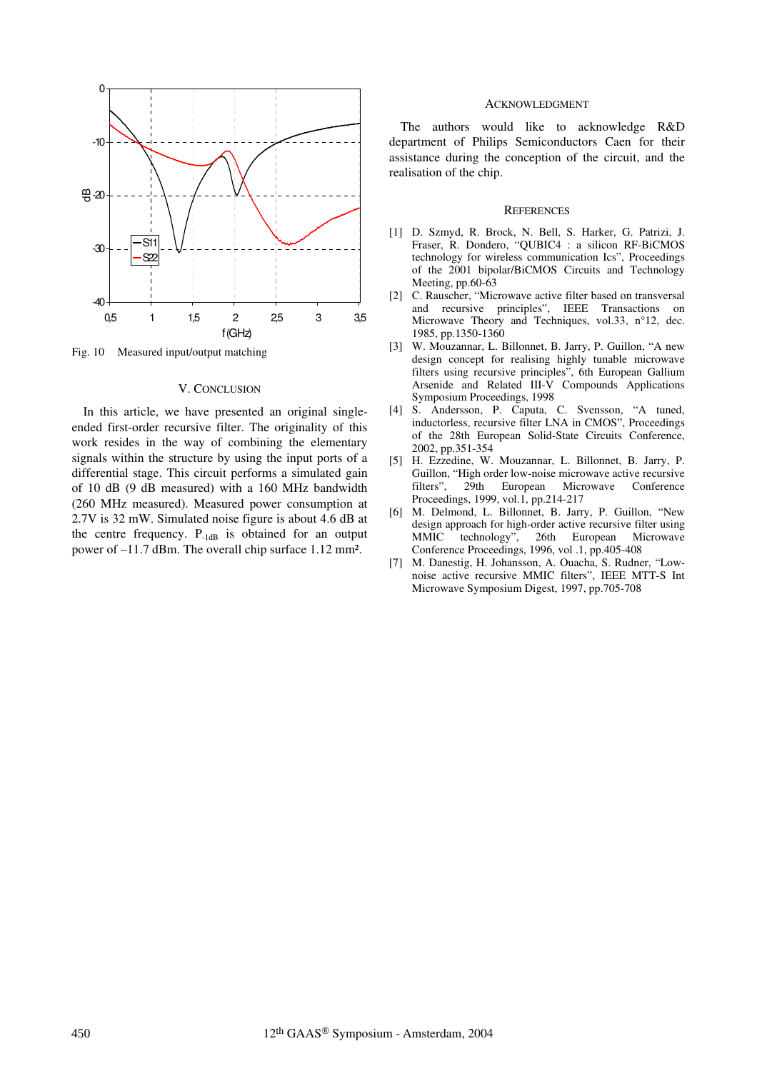0

-10

dB -20

-30

-40

0,5 1 1,5 2 2,5 3 3,5

f (GHz)

S11

S22

Fig. 10 Measured input/output matching

## V. CONCLUSION

In this article, we have presented an original single-ended first-order recursive filter. The originality of this work resides in the way of combining the elementary signals within the structure by using the input ports of a differential stage. This circuit performs a simulated gain of 10 dB (9 dB measured) with a 160 MHz bandwidth (260 MHz measured). Measured power consumption at 2.7V is 32 mW. Simulated noise figure is about 4.6 dB at the centre frequency. $P_{-1dB}$ is obtained for an output power of –11.7 dBm. The overall chip surface 1.12 mm².

## ACKNOWLEDGMENT

The authors would like to acknowledge R&D department of Philips Semiconductors Caen for their assistance during the conception of the circuit, and the realisation of the chip.

## REFERENCES

[1] D. Szmyd, R. Brock, N. Bell, S. Harker, G. Patrizi, J. Fraser, R. Dondero, "QUBIC4 : a silicon RF-BiCMOS technology for wireless communication Ics", Proceedings of the 2001 bipolar/BiCMOS Circuits and Technology Meeting, pp.60-63

[2] C. Rauscher, "Microwave active filter based on transversal and recursive principles", IEEE Transactions on Microwave Theory and Techniques, vol.33, n°12, dec. 1985, pp.1350-1360

[3] W. Mouzannar, L. Billonnet, B. Jarry, P. Guillon, "A new design concept for realising highly tunable microwave filters using recursive principles", 6th European Gallium Arsenide and Related III-V Compounds Applications Symposium Proceedings, 1998

[4] S. Andersson, P. Caputa, C. Svensson, "A tuned, inductorless, recursive filter LNA in CMOS", Proceedings of the 28th European Solid-State Circuits Conference, 2002, pp.351-354

[5] H. Ezzedine, W. Mouzannar, L. Billonnet, B. Jarry, P. Guillon, "High order low-noise microwave active recursive filters", 29th European Microwave Conference Proceedings, 1999, vol.1, pp.214-217

[6] M. Delmond, L. Billonnet, B. Jarry, P. Guillon, "New design approach for high-order active recursive filter using MMIC technology", 26th European Microwave Conference Proceedings, 1996, vol .1, pp.405-408

[7] M. Danestig, H. Johansson, A. Ouacha, S. Rudner, "Low-noise active recursive MMIC filters", IEEE MTT-S Int Microwave Symposium Digest, 1997, pp.705-708